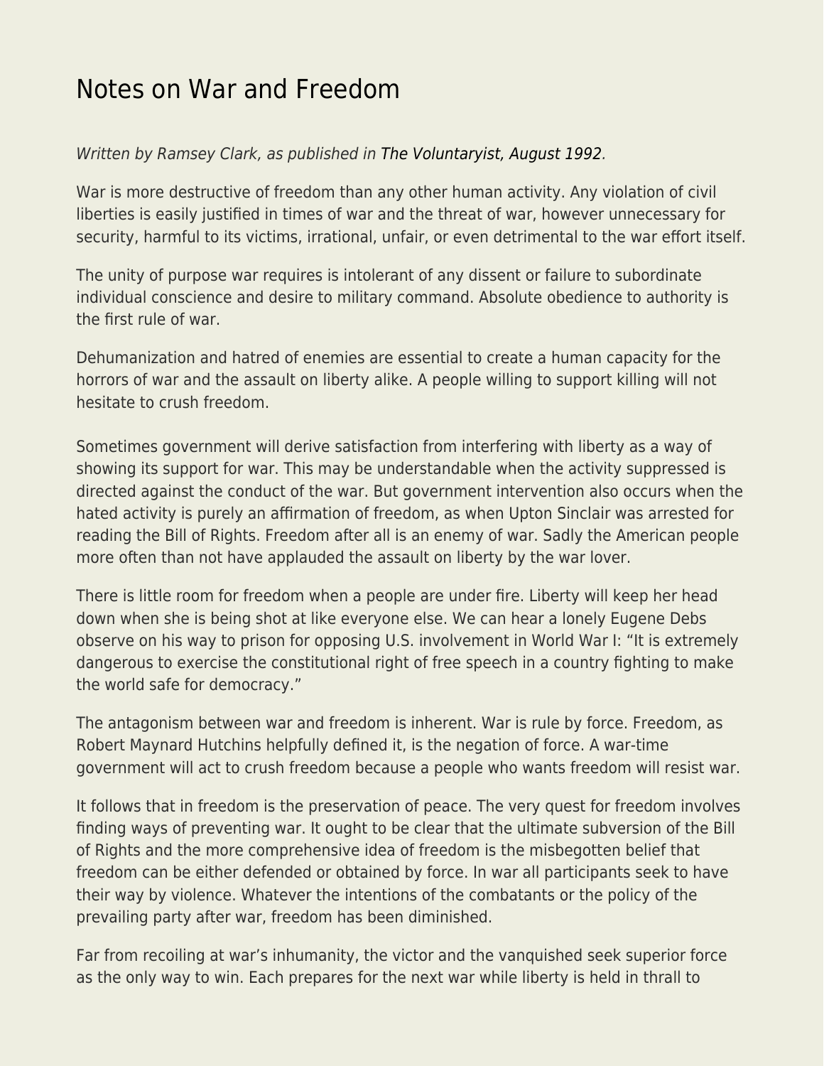# Notes on War and Freedom

*Written by Ramsey Clark, as published in The Voluntaryist, August 1992.*

War is more destructive of freedom than any other human activity. Any violation of civil liberties is easily justified in times of war and the threat of war, however unnecessary for security, harmful to its victims, irrational, unfair, or even detrimental to the war effort itself.

The unity of purpose war requires is intolerant of any dissent or failure to subordinate individual conscience and desire to military command. Absolute obedience to authority is the first rule of war.

Dehumanization and hatred of enemies are essential to create a human capacity for the horrors of war and the assault on liberty alike. A people willing to support killing will not hesitate to crush freedom.

Sometimes government will derive satisfaction from interfering with liberty as a way of showing its support for war. This may be understandable when the activity suppressed is directed against the conduct of the war. But government intervention also occurs when the hated activity is purely an affirmation of freedom, as when Upton Sinclair was arrested for reading the Bill of Rights. Freedom after all is an enemy of war. Sadly the American people more often than not have applauded the assault on liberty by the war lover.

There is little room for freedom when a people are under fire. Liberty will keep her head down when she is being shot at like everyone else. We can hear a lonely Eugene Debs observe on his way to prison for opposing U.S. involvement in World War I: "It is extremely dangerous to exercise the constitutional right of free speech in a country fighting to make the world safe for democracy."

The antagonism between war and freedom is inherent. War is rule by force. Freedom, as Robert Maynard Hutchins helpfully defined it, is the negation of force. A war-time government will act to crush freedom because a people who wants freedom will resist war.

It follows that in freedom is the preservation of peace. The very quest for freedom involves finding ways of preventing war. It ought to be clear that the ultimate subversion of the Bill of Rights and the more comprehensive idea of freedom is the misbegotten belief that freedom can be either defended or obtained by force. In war all participants seek to have their way by violence. Whatever the intentions of the combatants or the policy of the prevailing party after war, freedom has been diminished.

Far from recoiling at war's inhumanity, the victor and the vanquished seek superior force as the only way to win. Each prepares for the next war while liberty is held in thrall to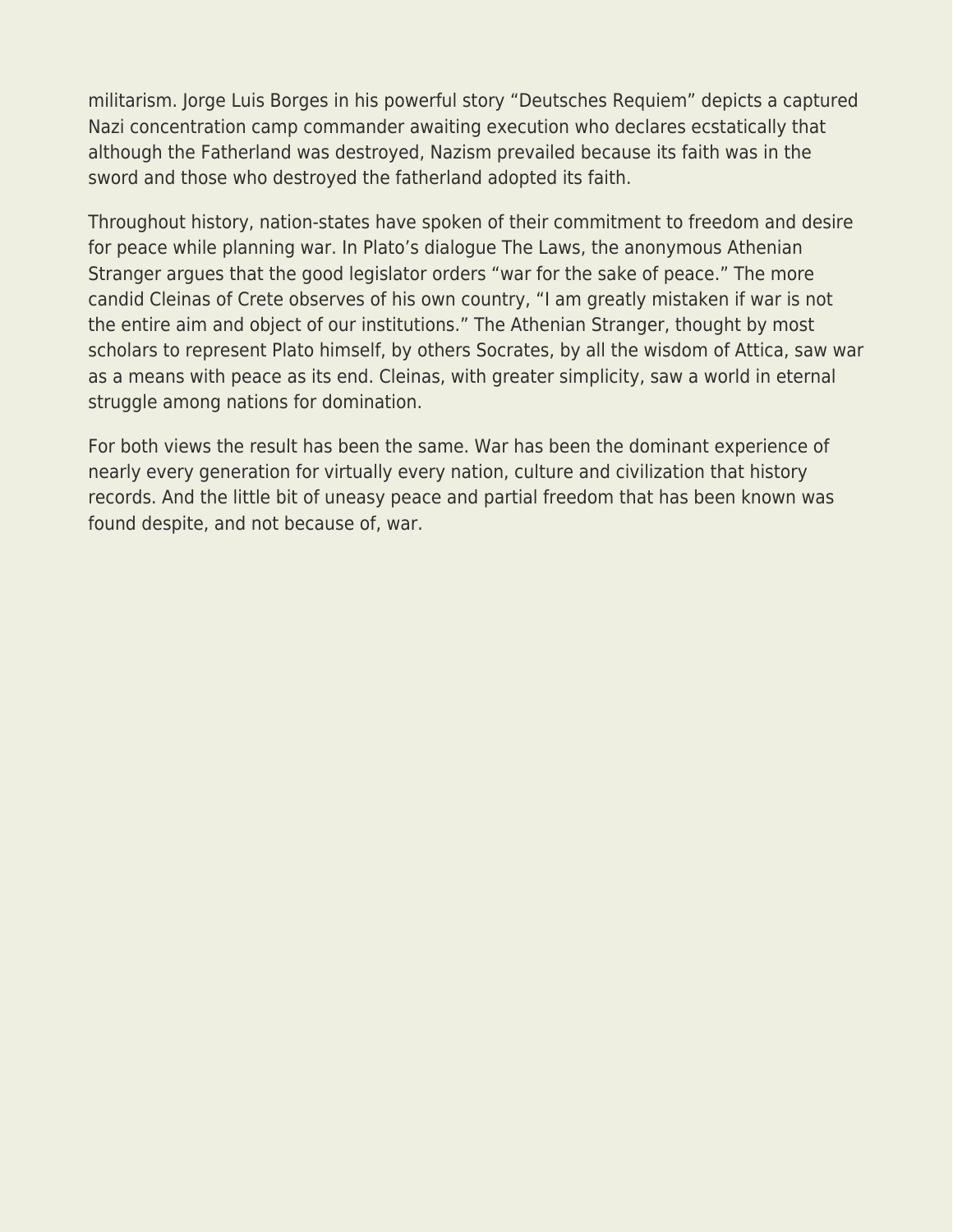militarism. Jorge Luis Borges in his powerful story “Deutsches Requiem” depicts a captured Nazi concentration camp commander awaiting execution who declares ecstatically that although the Fatherland was destroyed, Nazism prevailed because its faith was in the sword and those who destroyed the fatherland adopted its faith.

Throughout history, nation-states have spoken of their commitment to freedom and desire for peace while planning war. In Plato’s dialogue The Laws, the anonymous Athenian Stranger argues that the good legislator orders “war for the sake of peace.” The more candid Cleinas of Crete observes of his own country, “I am greatly mistaken if war is not the entire aim and object of our institutions.” The Athenian Stranger, thought by most scholars to represent Plato himself, by others Socrates, by all the wisdom of Attica, saw war as a means with peace as its end. Cleinas, with greater simplicity, saw a world in eternal struggle among nations for domination.

For both views the result has been the same. War has been the dominant experience of nearly every generation for virtually every nation, culture and civilization that history records. And the little bit of uneasy peace and partial freedom that has been known was found despite, and not because of, war.